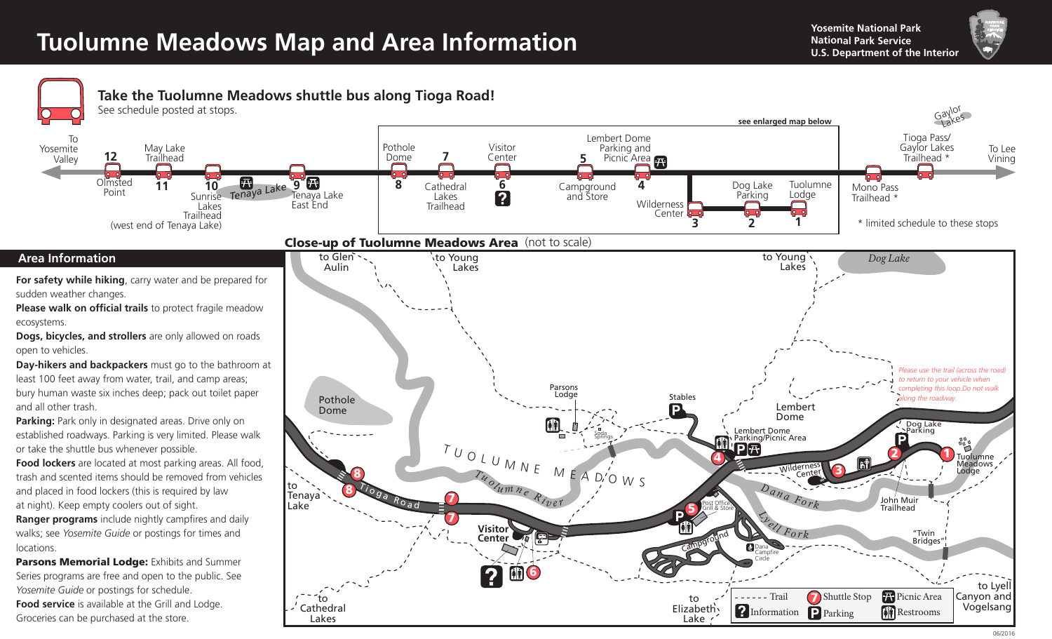# Tuolumne Meadows Map and Area Information

Yosemite National Park
National Park Service
U.S. Department of the Interior

## Take the Tuolumne Meadows shuttle bus along Tioga Road!

See schedule posted at stops.

To Yosemite Valley

12 Olmsted Point

11 May Lake Trailhead

10 Sunrise Lakes Trailhead (west end of Tenaya Lake)

Tenaya Lake

9 Tenaya Lake East End

8 Pothole Dome

7 Cathedral Lakes Trailhead

6 Visitor Center

5 Lembert Dome Parking and Picnic Area

4 Campground and Store

3 Wilderness Center

2 Dog Lake Parking

1 Tuolumne Lodge

Mono Pass Trailhead *

Tioga Pass/ Gaylor Lakes Trailhead *

Gaylor Lakes

To Lee Vining

see enlarged map below

\* limited schedule to these stops

## Area Information

**For safety while hiking**, carry water and be prepared for sudden weather changes.

**Please walk on official trails** to protect fragile meadow ecosystems.

**Dogs, bicycles, and strollers** are only allowed on roads open to vehicles.

**Day-hikers and backpackers** must go to the bathroom at least 100 feet away from water, trail, and camp areas; bury human waste six inches deep; pack out toilet paper and all other trash.

**Parking:** Park only in designated areas. Drive only on established roadways. Parking is very limited. Please walk or take the shuttle bus whenever possible.

**Food lockers** are located at most parking areas. All food, trash and scented items should be removed from vehicles and placed in food lockers (this is required by law at night). Keep empty coolers out of sight.

**Ranger programs** include nightly campfires and daily walks; see *Yosemite Guide* or postings for times and locations.

**Parsons Memorial Lodge:** Exhibits and Summer Series programs are free and open to the public. See *Yosemite Guide* or postings for schedule.

**Food service** is available at the Grill and Lodge. Groceries can be purchased at the store.

## Close-up of Tuolumne Meadows Area (not to scale)

to Glen Aulin · to Young Lakes · to Young Lakes · Dog Lake · Pothole Dome · Parsons Lodge · Soda Springs · Stables · Lembert Dome · Lembert Dome Parking/Picnic Area · Dog Lake Parking · Tuolumne Meadows Lodge · Wilderness Center · John Muir Trailhead · "Twin Bridges" · to Lyell Canyon and Vogelsang · TUOLUMNE MEADOWS · Tuolumne River · Tioga Road · Dana Fork · Lyell Fork · to Tenaya Lake · Visitor Center · Post Office, Grill & Store · Campground · Dana Campfire Circle · to Cathedral Lakes · to Elizabeth Lake

*Please use the trail (across the road) to return to your vehicle when completing this loop.Do not walk along the roadway.*

Legend: Trail · Shuttle Stop · Picnic Area · Information · Parking · Restrooms

06/2016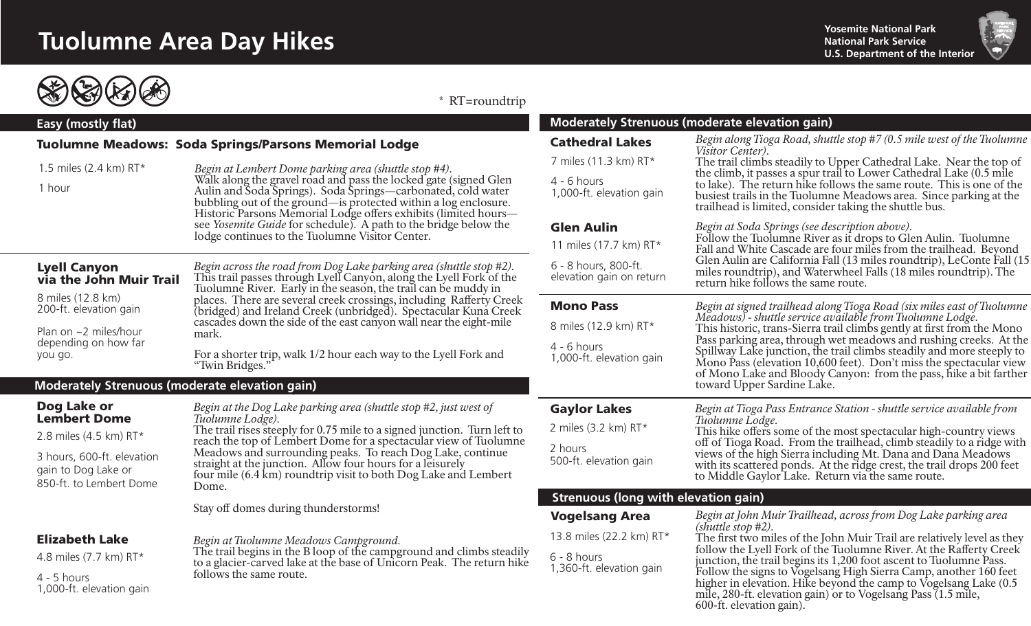# Tuolumne Area Day Hikes

Yosemite National Park
National Park Service
U.S. Department of the Interior

\* RT=roundtrip

## Easy (mostly flat)

### Tuolumne Meadows: Soda Springs/Parsons Memorial Lodge

1.5 miles (2.4 km) RT*

1 hour

*Begin at Lembert Dome parking area (shuttle stop #4).*
Walk along the gravel road and pass the locked gate (signed Glen Aulin and Soda Springs). Soda Springs—carbonated, cold water bubbling out of the ground—is protected within a log enclosure. Historic Parsons Memorial Lodge offers exhibits (limited hours—see *Yosemite Guide* for schedule). A path to the bridge below the lodge continues to the Tuolumne Visitor Center.

### Lyell Canyon via the John Muir Trail

8 miles (12.8 km)
200-ft. elevation gain

Plan on ~2 miles/hour depending on how far you go.

*Begin across the road from Dog Lake parking area (shuttle stop #2).*
This trail passes through Lyell Canyon, along the Lyell Fork of the Tuolumne River. Early in the season, the trail can be muddy in places. There are several creek crossings, including Rafferty Creek (bridged) and Ireland Creek (unbridged). Spectacular Kuna Creek cascades down the side of the east canyon wall near the eight-mile mark.

For a shorter trip, walk 1/2 hour each way to the Lyell Fork and "Twin Bridges."

## Moderately Strenuous (moderate elevation gain)

### Dog Lake or Lembert Dome

2.8 miles (4.5 km) RT*

3 hours, 600-ft. elevation gain to Dog Lake or 850-ft. to Lembert Dome

*Begin at the Dog Lake parking area (shuttle stop #2, just west of Tuolumne Lodge).*
The trail rises steeply for 0.75 mile to a signed junction. Turn left to reach the top of Lembert Dome for a spectacular view of Tuolumne Meadows and surrounding peaks. To reach Dog Lake, continue straight at the junction. Allow four hours for a leisurely four mile (6.4 km) roundtrip visit to both Dog Lake and Lembert Dome.

Stay off domes during thunderstorms!

### Elizabeth Lake

4.8 miles (7.7 km) RT*

4 - 5 hours
1,000-ft. elevation gain

*Begin at Tuolumne Meadows Campground.*
The trail begins in the B loop of the campground and climbs steadily to a glacier-carved lake at the base of Unicorn Peak. The return hike follows the same route.

## Moderately Strenuous (moderate elevation gain)

### Cathedral Lakes

7 miles (11.3 km) RT*

4 - 6 hours
1,000-ft. elevation gain

*Begin along Tioga Road, shuttle stop #7 (0.5 mile west of the Tuolumne Visitor Center).*
The trail climbs steadily to Upper Cathedral Lake. Near the top of the climb, it passes a spur trail to Lower Cathedral Lake (0.5 mile to lake). The return hike follows the same route. This is one of the busiest trails in the Tuolumne Meadows area. Since parking at the trailhead is limited, consider taking the shuttle bus.

### Glen Aulin

11 miles (17.7 km) RT*

6 - 8 hours, 800-ft. elevation gain on return

*Begin at Soda Springs (see description above).*
Follow the Tuolumne River as it drops to Glen Aulin. Tuolumne Fall and White Cascade are four miles from the trailhead. Beyond Glen Aulin are California Fall (13 miles roundtrip), LeConte Fall (15 miles roundtrip), and Waterwheel Falls (18 miles roundtrip). The return hike follows the same route.

### Mono Pass

8 miles (12.9 km) RT*

4 - 6 hours
1,000-ft. elevation gain

*Begin at signed trailhead along Tioga Road (six miles east of Tuolumne Meadows) - shuttle service available from Tuolumne Lodge.*
This historic, trans-Sierra trail climbs gently at first from the Mono Pass parking area, through wet meadows and rushing creeks. At the Spillway Lake junction, the trail climbs steadily and more steeply to Mono Pass (elevation 10,600 feet). Don't miss the spectacular view of Mono Lake and Bloody Canyon: from the pass, hike a bit farther toward Upper Sardine Lake.

### Gaylor Lakes

2 miles (3.2 km) RT*

2 hours
500-ft. elevation gain

*Begin at Tioga Pass Entrance Station - shuttle service available from Tuolumne Lodge.*
This hike offers some of the most spectacular high-country views off of Tioga Road. From the trailhead, climb steadily to a ridge with views of the high Sierra including Mt. Dana and Dana Meadows with its scattered ponds. At the ridge crest, the trail drops 200 feet to Middle Gaylor Lake. Return via the same route.

## Strenuous (long with elevation gain)

### Vogelsang Area

13.8 miles (22.2 km) RT*

6 - 8 hours
1,360-ft. elevation gain

*Begin at John Muir Trailhead, across from Dog Lake parking area (shuttle stop #2).*
The first two miles of the John Muir Trail are relatively level as they follow the Lyell Fork of the Tuolumne River. At the Rafferty Creek junction, the trail begins its 1,200 foot ascent to Tuolumne Pass. Follow the signs to Vogelsang High Sierra Camp, another 160 feet higher in elevation. Hike beyond the camp to Vogelsang Lake (0.5 mile, 280-ft. elevation gain) or to Vogelsang Pass (1.5 mile, 600-ft. elevation gain).